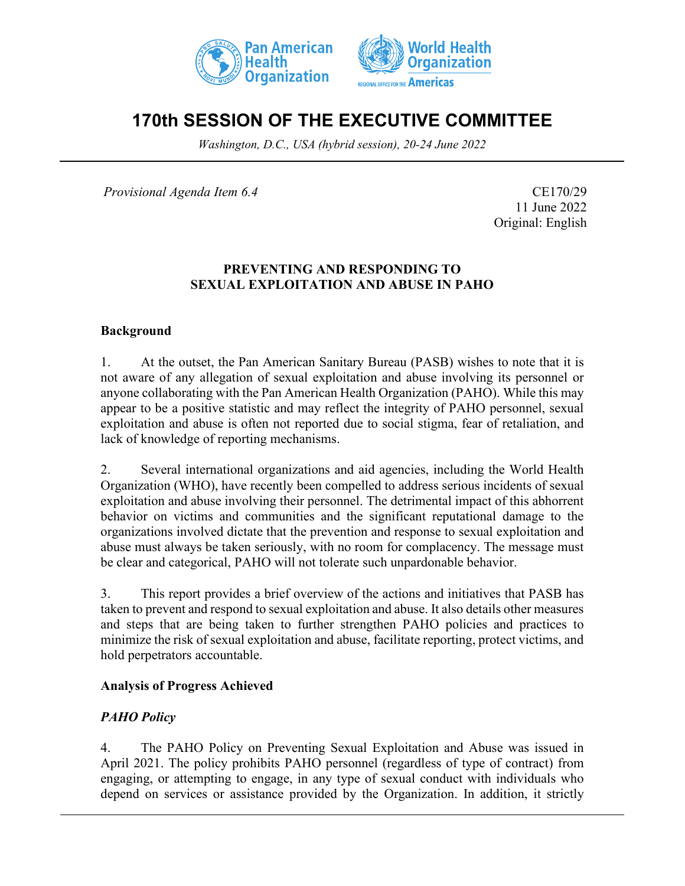# 170th SESSION OF THE EXECUTIVE COMMITTEE

*Washington, D.C., USA (hybrid session), 20-24 June 2022*

*Provisional Agenda Item 6.4*

CE170/29
11 June 2022
Original: English

## PREVENTING AND RESPONDING TO SEXUAL EXPLOITATION AND ABUSE IN PAHO

### Background

1. At the outset, the Pan American Sanitary Bureau (PASB) wishes to note that it is not aware of any allegation of sexual exploitation and abuse involving its personnel or anyone collaborating with the Pan American Health Organization (PAHO). While this may appear to be a positive statistic and may reflect the integrity of PAHO personnel, sexual exploitation and abuse is often not reported due to social stigma, fear of retaliation, and lack of knowledge of reporting mechanisms.

2. Several international organizations and aid agencies, including the World Health Organization (WHO), have recently been compelled to address serious incidents of sexual exploitation and abuse involving their personnel. The detrimental impact of this abhorrent behavior on victims and communities and the significant reputational damage to the organizations involved dictate that the prevention and response to sexual exploitation and abuse must always be taken seriously, with no room for complacency. The message must be clear and categorical, PAHO will not tolerate such unpardonable behavior.

3. This report provides a brief overview of the actions and initiatives that PASB has taken to prevent and respond to sexual exploitation and abuse. It also details other measures and steps that are being taken to further strengthen PAHO policies and practices to minimize the risk of sexual exploitation and abuse, facilitate reporting, protect victims, and hold perpetrators accountable.

### Analysis of Progress Achieved

#### *PAHO Policy*

4. The PAHO Policy on Preventing Sexual Exploitation and Abuse was issued in April 2021. The policy prohibits PAHO personnel (regardless of type of contract) from engaging, or attempting to engage, in any type of sexual conduct with individuals who depend on services or assistance provided by the Organization. In addition, it strictly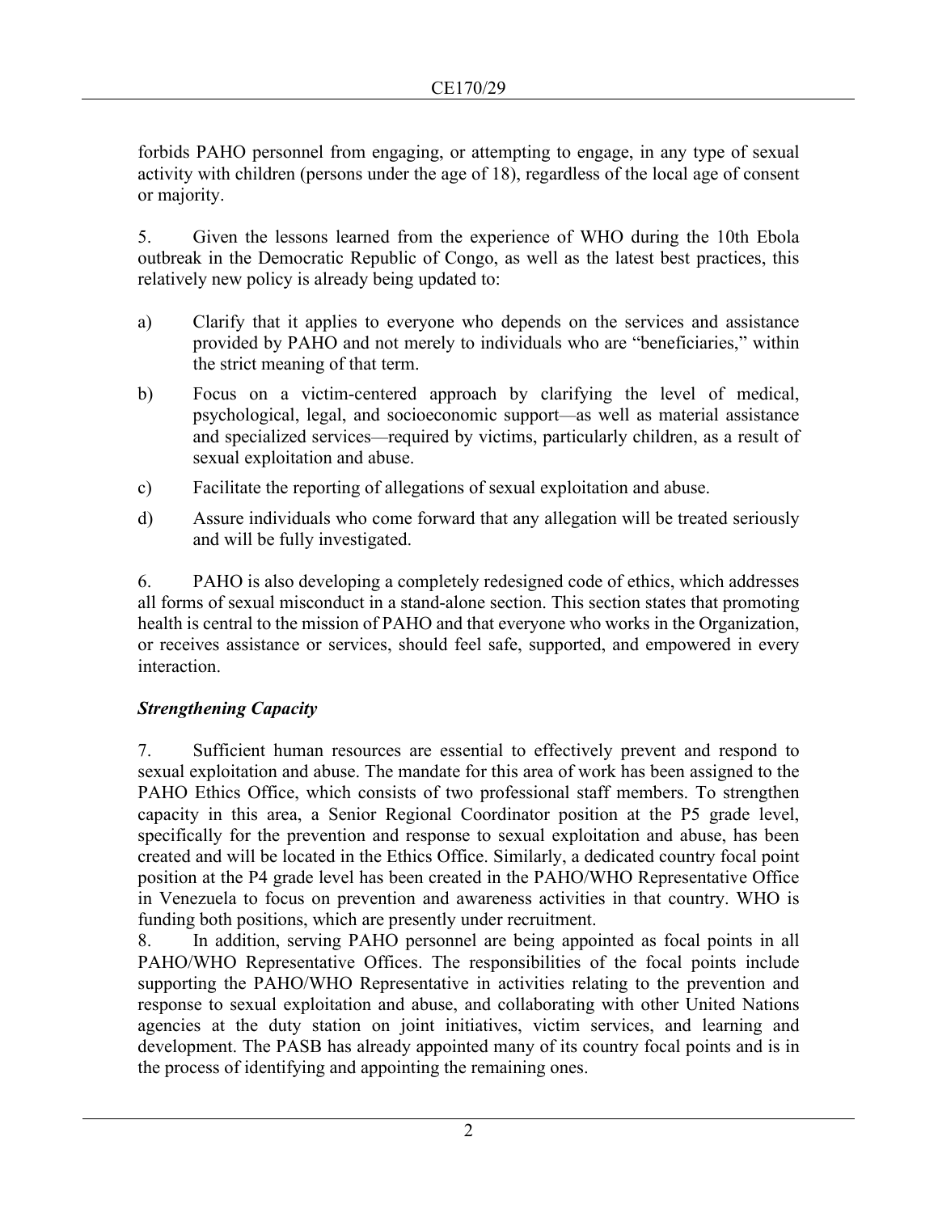forbids PAHO personnel from engaging, or attempting to engage, in any type of sexual activity with children (persons under the age of 18), regardless of the local age of consent or majority.

5. Given the lessons learned from the experience of WHO during the 10th Ebola outbreak in the Democratic Republic of Congo, as well as the latest best practices, this relatively new policy is already being updated to:

a) Clarify that it applies to everyone who depends on the services and assistance provided by PAHO and not merely to individuals who are "beneficiaries," within the strict meaning of that term.

b) Focus on a victim-centered approach by clarifying the level of medical, psychological, legal, and socioeconomic support—as well as material assistance and specialized services—required by victims, particularly children, as a result of sexual exploitation and abuse.

c) Facilitate the reporting of allegations of sexual exploitation and abuse.

d) Assure individuals who come forward that any allegation will be treated seriously and will be fully investigated.

6. PAHO is also developing a completely redesigned code of ethics, which addresses all forms of sexual misconduct in a stand-alone section. This section states that promoting health is central to the mission of PAHO and that everyone who works in the Organization, or receives assistance or services, should feel safe, supported, and empowered in every interaction.

### *Strengthening Capacity*

7. Sufficient human resources are essential to effectively prevent and respond to sexual exploitation and abuse. The mandate for this area of work has been assigned to the PAHO Ethics Office, which consists of two professional staff members. To strengthen capacity in this area, a Senior Regional Coordinator position at the P5 grade level, specifically for the prevention and response to sexual exploitation and abuse, has been created and will be located in the Ethics Office. Similarly, a dedicated country focal point position at the P4 grade level has been created in the PAHO/WHO Representative Office in Venezuela to focus on prevention and awareness activities in that country. WHO is funding both positions, which are presently under recruitment.

8. In addition, serving PAHO personnel are being appointed as focal points in all PAHO/WHO Representative Offices. The responsibilities of the focal points include supporting the PAHO/WHO Representative in activities relating to the prevention and response to sexual exploitation and abuse, and collaborating with other United Nations agencies at the duty station on joint initiatives, victim services, and learning and development. The PASB has already appointed many of its country focal points and is in the process of identifying and appointing the remaining ones.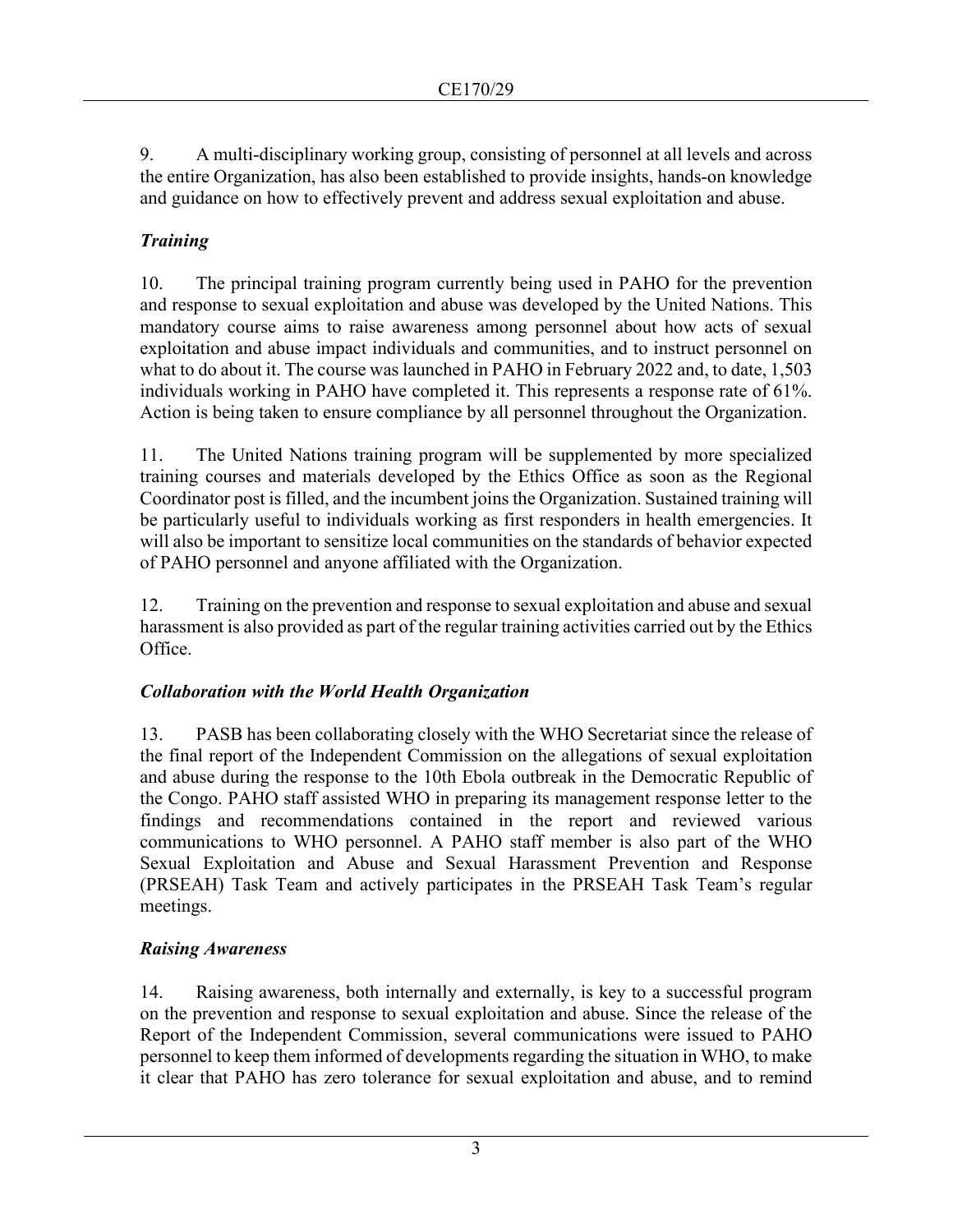9. A multi-disciplinary working group, consisting of personnel at all levels and across the entire Organization, has also been established to provide insights, hands-on knowledge and guidance on how to effectively prevent and address sexual exploitation and abuse.

### *Training*

10. The principal training program currently being used in PAHO for the prevention and response to sexual exploitation and abuse was developed by the United Nations. This mandatory course aims to raise awareness among personnel about how acts of sexual exploitation and abuse impact individuals and communities, and to instruct personnel on what to do about it. The course was launched in PAHO in February 2022 and, to date, 1,503 individuals working in PAHO have completed it. This represents a response rate of 61%. Action is being taken to ensure compliance by all personnel throughout the Organization.

11. The United Nations training program will be supplemented by more specialized training courses and materials developed by the Ethics Office as soon as the Regional Coordinator post is filled, and the incumbent joins the Organization. Sustained training will be particularly useful to individuals working as first responders in health emergencies. It will also be important to sensitize local communities on the standards of behavior expected of PAHO personnel and anyone affiliated with the Organization.

12. Training on the prevention and response to sexual exploitation and abuse and sexual harassment is also provided as part of the regular training activities carried out by the Ethics Office.

### *Collaboration with the World Health Organization*

13. PASB has been collaborating closely with the WHO Secretariat since the release of the final report of the Independent Commission on the allegations of sexual exploitation and abuse during the response to the 10th Ebola outbreak in the Democratic Republic of the Congo. PAHO staff assisted WHO in preparing its management response letter to the findings and recommendations contained in the report and reviewed various communications to WHO personnel. A PAHO staff member is also part of the WHO Sexual Exploitation and Abuse and Sexual Harassment Prevention and Response (PRSEAH) Task Team and actively participates in the PRSEAH Task Team's regular meetings.

### *Raising Awareness*

14. Raising awareness, both internally and externally, is key to a successful program on the prevention and response to sexual exploitation and abuse. Since the release of the Report of the Independent Commission, several communications were issued to PAHO personnel to keep them informed of developments regarding the situation in WHO, to make it clear that PAHO has zero tolerance for sexual exploitation and abuse, and to remind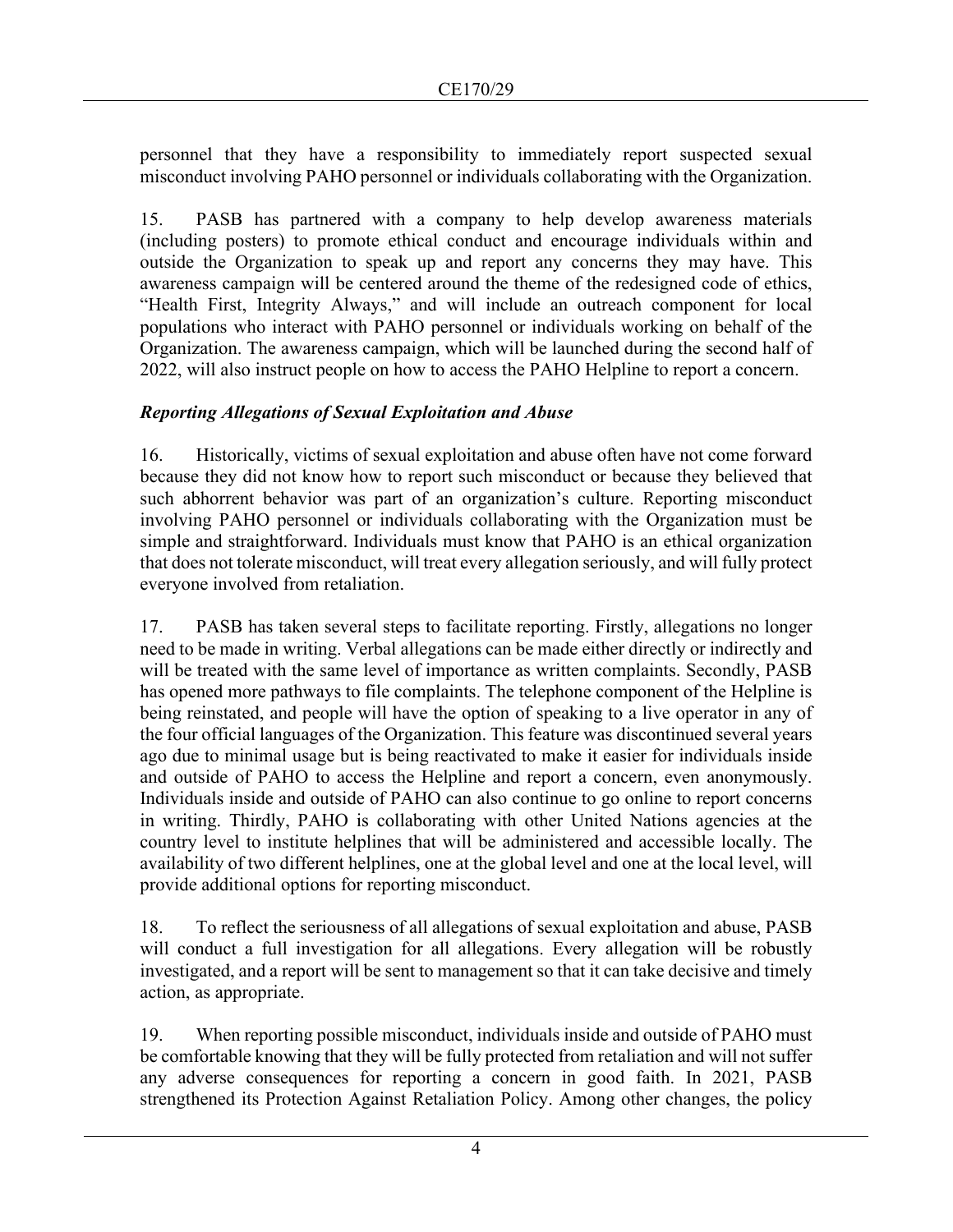personnel that they have a responsibility to immediately report suspected sexual misconduct involving PAHO personnel or individuals collaborating with the Organization.

15. PASB has partnered with a company to help develop awareness materials (including posters) to promote ethical conduct and encourage individuals within and outside the Organization to speak up and report any concerns they may have. This awareness campaign will be centered around the theme of the redesigned code of ethics, "Health First, Integrity Always," and will include an outreach component for local populations who interact with PAHO personnel or individuals working on behalf of the Organization. The awareness campaign, which will be launched during the second half of 2022, will also instruct people on how to access the PAHO Helpline to report a concern.

***Reporting Allegations of Sexual Exploitation and Abuse***

16. Historically, victims of sexual exploitation and abuse often have not come forward because they did not know how to report such misconduct or because they believed that such abhorrent behavior was part of an organization's culture. Reporting misconduct involving PAHO personnel or individuals collaborating with the Organization must be simple and straightforward. Individuals must know that PAHO is an ethical organization that does not tolerate misconduct, will treat every allegation seriously, and will fully protect everyone involved from retaliation.

17. PASB has taken several steps to facilitate reporting. Firstly, allegations no longer need to be made in writing. Verbal allegations can be made either directly or indirectly and will be treated with the same level of importance as written complaints. Secondly, PASB has opened more pathways to file complaints. The telephone component of the Helpline is being reinstated, and people will have the option of speaking to a live operator in any of the four official languages of the Organization. This feature was discontinued several years ago due to minimal usage but is being reactivated to make it easier for individuals inside and outside of PAHO to access the Helpline and report a concern, even anonymously. Individuals inside and outside of PAHO can also continue to go online to report concerns in writing. Thirdly, PAHO is collaborating with other United Nations agencies at the country level to institute helplines that will be administered and accessible locally. The availability of two different helplines, one at the global level and one at the local level, will provide additional options for reporting misconduct.

18. To reflect the seriousness of all allegations of sexual exploitation and abuse, PASB will conduct a full investigation for all allegations. Every allegation will be robustly investigated, and a report will be sent to management so that it can take decisive and timely action, as appropriate.

19. When reporting possible misconduct, individuals inside and outside of PAHO must be comfortable knowing that they will be fully protected from retaliation and will not suffer any adverse consequences for reporting a concern in good faith. In 2021, PASB strengthened its Protection Against Retaliation Policy. Among other changes, the policy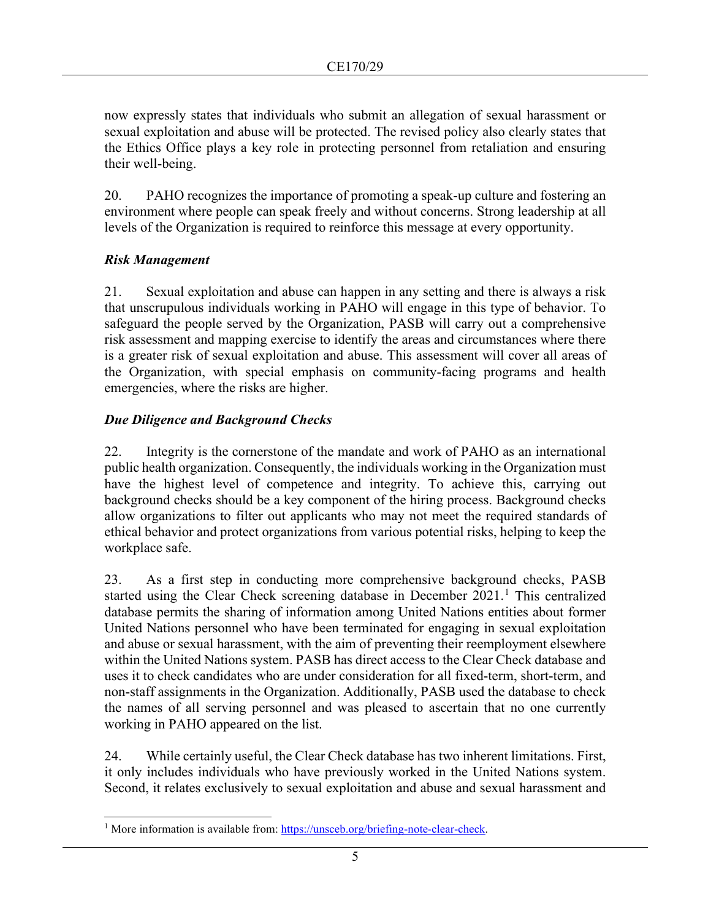now expressly states that individuals who submit an allegation of sexual harassment or sexual exploitation and abuse will be protected. The revised policy also clearly states that the Ethics Office plays a key role in protecting personnel from retaliation and ensuring their well-being.

20. PAHO recognizes the importance of promoting a speak-up culture and fostering an environment where people can speak freely and without concerns. Strong leadership at all levels of the Organization is required to reinforce this message at every opportunity.

***Risk Management***

21. Sexual exploitation and abuse can happen in any setting and there is always a risk that unscrupulous individuals working in PAHO will engage in this type of behavior. To safeguard the people served by the Organization, PASB will carry out a comprehensive risk assessment and mapping exercise to identify the areas and circumstances where there is a greater risk of sexual exploitation and abuse. This assessment will cover all areas of the Organization, with special emphasis on community-facing programs and health emergencies, where the risks are higher.

***Due Diligence and Background Checks***

22. Integrity is the cornerstone of the mandate and work of PAHO as an international public health organization. Consequently, the individuals working in the Organization must have the highest level of competence and integrity. To achieve this, carrying out background checks should be a key component of the hiring process. Background checks allow organizations to filter out applicants who may not meet the required standards of ethical behavior and protect organizations from various potential risks, helping to keep the workplace safe.

23. As a first step in conducting more comprehensive background checks, PASB started using the Clear Check screening database in December 2021.[1] This centralized database permits the sharing of information among United Nations entities about former United Nations personnel who have been terminated for engaging in sexual exploitation and abuse or sexual harassment, with the aim of preventing their reemployment elsewhere within the United Nations system. PASB has direct access to the Clear Check database and uses it to check candidates who are under consideration for all fixed-term, short-term, and non-staff assignments in the Organization. Additionally, PASB used the database to check the names of all serving personnel and was pleased to ascertain that no one currently working in PAHO appeared on the list.

24. While certainly useful, the Clear Check database has two inherent limitations. First, it only includes individuals who have previously worked in the United Nations system. Second, it relates exclusively to sexual exploitation and abuse and sexual harassment and

[1] More information is available from: https://unsceb.org/briefing-note-clear-check.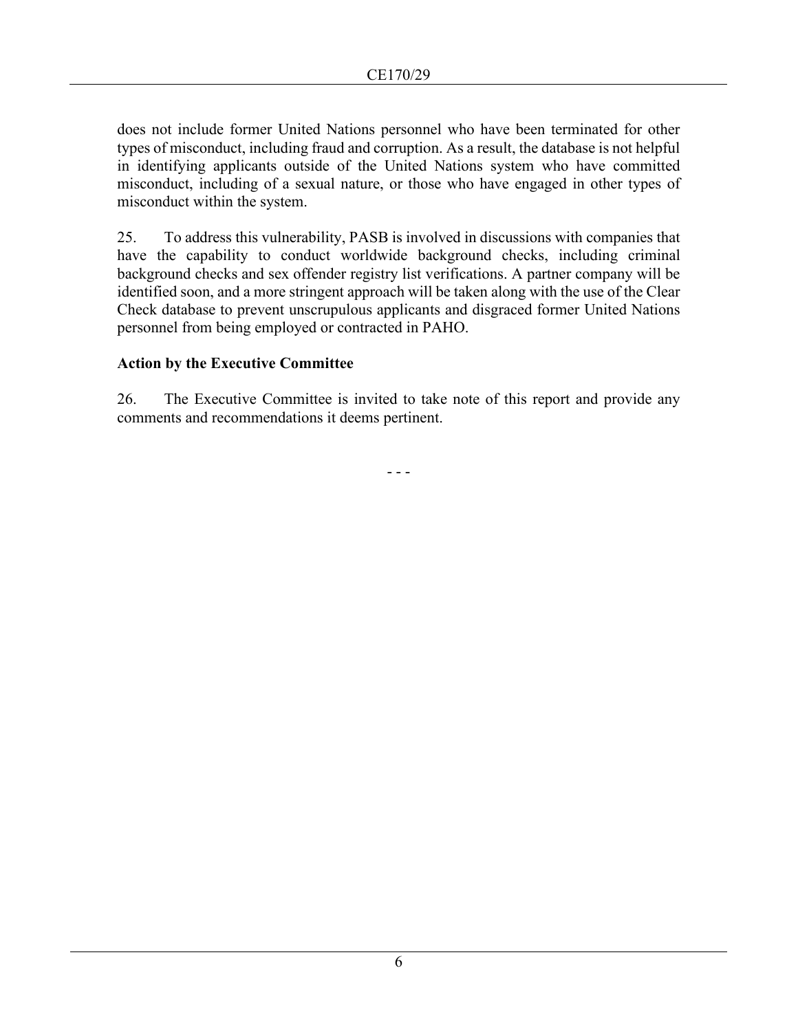does not include former United Nations personnel who have been terminated for other types of misconduct, including fraud and corruption. As a result, the database is not helpful in identifying applicants outside of the United Nations system who have committed misconduct, including of a sexual nature, or those who have engaged in other types of misconduct within the system.

25. To address this vulnerability, PASB is involved in discussions with companies that have the capability to conduct worldwide background checks, including criminal background checks and sex offender registry list verifications. A partner company will be identified soon, and a more stringent approach will be taken along with the use of the Clear Check database to prevent unscrupulous applicants and disgraced former United Nations personnel from being employed or contracted in PAHO.

**Action by the Executive Committee**

26. The Executive Committee is invited to take note of this report and provide any comments and recommendations it deems pertinent.

- - -